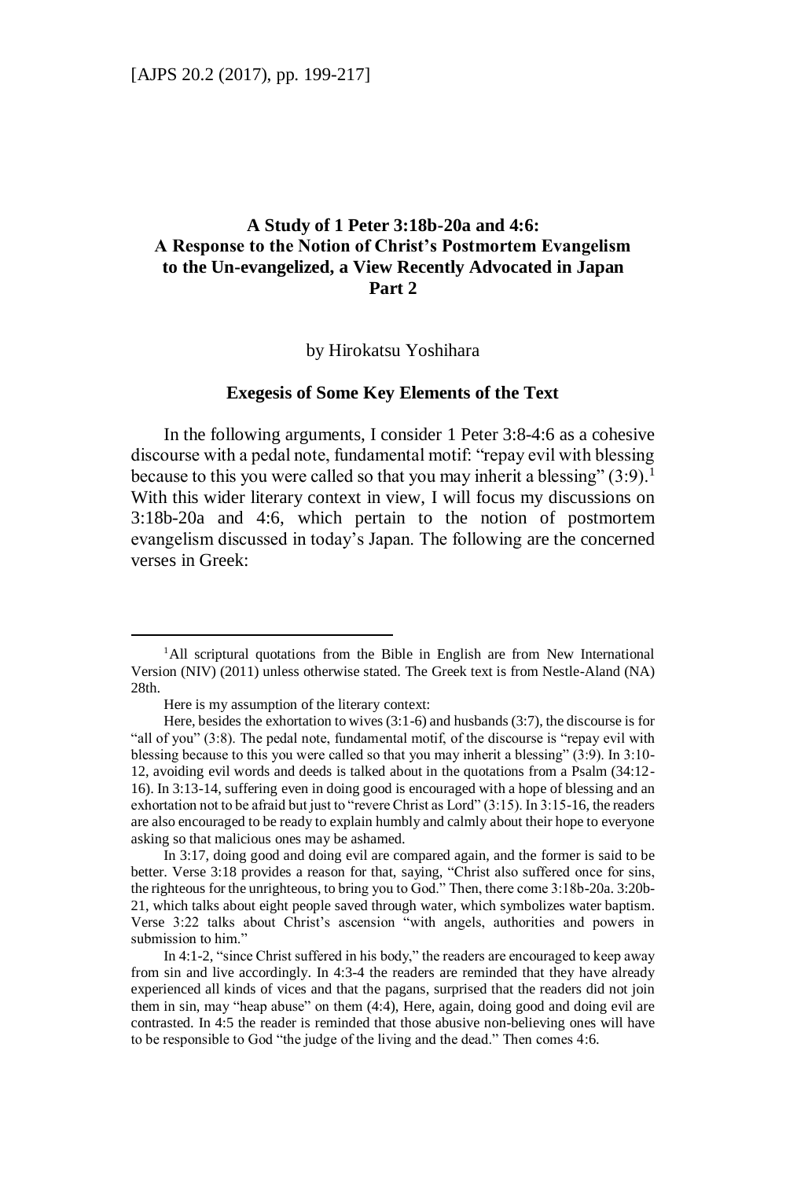# A Study of 1 Peter 3:18b-20a and 4:6: A Response to the Notion of Christ's Postmortem Evangelism to the Un-evangelized, a View Recently Advocated in Japan Part 2

by Hirokatsu Yoshihara

## Exegesis of Some Key Elements of the Text

In the following arguments, I consider 1 Peter 3:8-4:6 as a cohesive discourse with a pedal note, fundamental motif: "repay evil with blessing because to this you were called so that you may inherit a blessing" (3:9).[1] With this wider literary context in view, I will focus my discussions on 3:18b-20a and 4:6, which pertain to the notion of postmortem evangelism discussed in today's Japan. The following are the concerned verses in Greek:

---

[1]All scriptural quotations from the Bible in English are from New International Version (NIV) (2011) unless otherwise stated. The Greek text is from Nestle-Aland (NA) 28th.

Here is my assumption of the literary context:

Here, besides the exhortation to wives (3:1-6) and husbands (3:7), the discourse is for "all of you" (3:8). The pedal note, fundamental motif, of the discourse is "repay evil with blessing because to this you were called so that you may inherit a blessing" (3:9). In 3:10-12, avoiding evil words and deeds is talked about in the quotations from a Psalm (34:12-16). In 3:13-14, suffering even in doing good is encouraged with a hope of blessing and an exhortation not to be afraid but just to "revere Christ as Lord" (3:15). In 3:15-16, the readers are also encouraged to be ready to explain humbly and calmly about their hope to everyone asking so that malicious ones may be ashamed.

In 3:17, doing good and doing evil are compared again, and the former is said to be better. Verse 3:18 provides a reason for that, saying, "Christ also suffered once for sins, the righteous for the unrighteous, to bring you to God." Then, there come 3:18b-20a. 3:20b-21, which talks about eight people saved through water, which symbolizes water baptism. Verse 3:22 talks about Christ's ascension "with angels, authorities and powers in submission to him."

In 4:1-2, "since Christ suffered in his body," the readers are encouraged to keep away from sin and live accordingly. In 4:3-4 the readers are reminded that they have already experienced all kinds of vices and that the pagans, surprised that the readers did not join them in sin, may "heap abuse" on them (4:4), Here, again, doing good and doing evil are contrasted. In 4:5 the reader is reminded that those abusive non-believing ones will have to be responsible to God "the judge of the living and the dead." Then comes 4:6.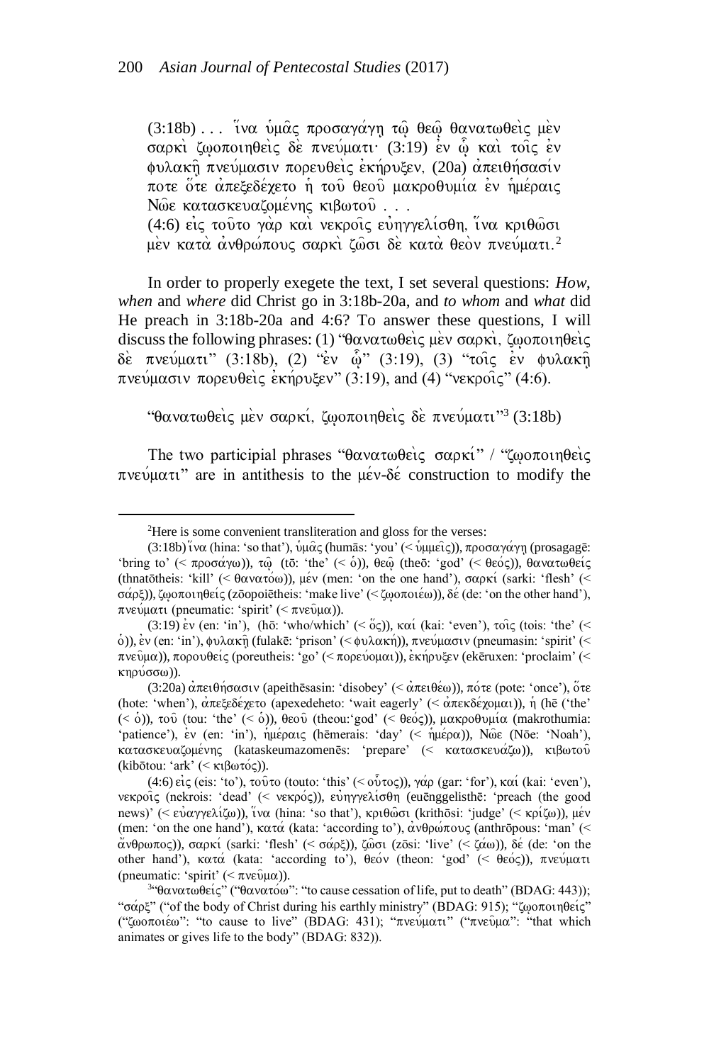(3:18b) . . . ἵνα ὑμᾶς προσαγάγῃ τῷ θεῷ θανατωθεὶς μὲν σαρκὶ ζῳοποιηθεὶς δὲ πνεύματι· (3:19) ἐν ᾧ καὶ τοῖς ἐν φυλακῇ πνεύμασιν πορευθεὶς ἐκήρυξεν, (20a) ἀπειθήσασίν ποτε ὅτε ἀπεξεδέχετο ἡ τοῦ θεοῦ μακροθυμία ἐν ἡμέραις Νῶε κατασκευαζομένης κιβωτοῦ . . .
(4:6) εἰς τοῦτο γὰρ καὶ νεκροῖς εὐηγγελίσθη, ἵνα κριθῶσι μὲν κατὰ ἀνθρώπους σαρκὶ ζῶσι δὲ κατὰ θεὸν πνεύματι.[2]

In order to properly exegete the text, I set several questions: *How*, *when* and *where* did Christ go in 3:18b-20a, and *to whom* and *what* did He preach in 3:18b-20a and 4:6? To answer these questions, I will discuss the following phrases: (1) "θανατωθεὶς μὲν σαρκὶ, ζῳοποιηθεὶς δὲ πνεύματι" (3:18b), (2) "ἐν ᾧ" (3:19), (3) "τοῖς ἐν φυλακῇ πνεύμασιν πορευθεὶς ἐκήρυξεν" (3:19), and (4) "νεκροῖς" (4:6).

"θανατωθεὶς μὲν σαρκί, ζῳοποιηθεὶς δὲ πνεύματι"[3] (3:18b)

The two participial phrases "θανατωθεὶς σαρκί" / "ζῳοποιηθεὶς πνεύματι" are in antithesis to the μέν-δέ construction to modify the

---

[2]Here is some convenient transliteration and gloss for the verses:

(3:18b) ἵνα (hina: 'so that'), ὑμᾶς (humās: 'you' (< ὑμμεῖς)), προσαγάγῃ (prosagagē: 'bring to' (< προσάγω)), τῷ (tō: 'the' (< ὁ)), θεῷ (theō: 'god' (< θεός)), θανατωθείς (thnatōtheis: 'kill' (< θανατόω)), μέν (men: 'on the one hand'), σαρκί (sarki: 'flesh' (< σάρξ)), ζῳοποιηθείς (zōopoiētheis: 'make live' (< ζῳοποιέω)), δέ (de: 'on the other hand'), πνεύματι (pneumatic: 'spirit' (< πνεῦμα)).

(3:19) ἐν (en: 'in'), (hō: 'who/which' (< ὅς)), καί (kai: 'even'), τοῖς (tois: 'the' (< ὁ)), ἐν (en: 'in'), φυλακῇ (fulakē: 'prison' (< φυλακή)), πνεύμασιν (pneumasin: 'spirit' (< πνεῦμα)), πορουθείς (poreutheis: 'go' (< πορεύομαι)), ἐκήρυξεν (ekēruxen: 'proclaim' (< κηρύσσω)).

(3:20a) ἀπειθήσασιν (apeithēsasin: 'disobey' (< ἀπειθέω)), πότε (pote: 'once'), ὅτε (hote: 'when'), ἀπεξεδέχετο (apexedeheto: 'wait eagerly' (< ἀπεκδέχομαι)), ἡ (hē ('the' (< ὁ)), τοῦ (tou: 'the' (< ὁ)), θεοῦ (theou:'god' (< θεός)), μακροθυμία (makrothumia: 'patience'), ἐν (en: 'in'), ἡμέραις (hēmerais: 'day' (< ἡμέρα)), Νῶε (Nōe: 'Noah'), κατασκευαζομένης (kataskeumazomenēs: 'prepare' (< κατασκευάζω)), κιβωτοῦ (kibōtou: 'ark' (< κιβωτός)).

(4:6) εἰς (eis: 'to'), τοῦτο (touto: 'this' (< οὗτος)), γάρ (gar: 'for'), καί (kai: 'even'), νεκροῖς (nekrois: 'dead' (< νεκρός)), εὐηγγελίσθη (euēnggelisthē: 'preach (the good news)' (< εὐαγγελίζω)), ἵνα (hina: 'so that'), κριθῶσι (krithōsi: 'judge' (< κρίζω)), μέν (men: 'on the one hand'), κατά (kata: 'according to'), ἀνθρώπους (anthrōpous: 'man' (< ἄνθρωπος)), σαρκί (sarki: 'flesh' (< σάρξ)), ζῶσι (zōsi: 'live' (< ζάω)), δέ (de: 'on the other hand'), κατά (kata: 'according to'), θεόν (theon: 'god' (< θεός)), πνεύματι (pneumatic: 'spirit' (< πνεῦμα)).

[3]"θανατωθείς" ("θανατόω": "to cause cessation of life, put to death" (BDAG: 443)); "σάρξ" ("of the body of Christ during his earthly ministry" (BDAG: 915); "ζῳοποιηθείς" ("ζῳοποιέω": "to cause to live" (BDAG: 431); "πνεύματι" ("πνεῦμα": "that which animates or gives life to the body" (BDAG: 832)).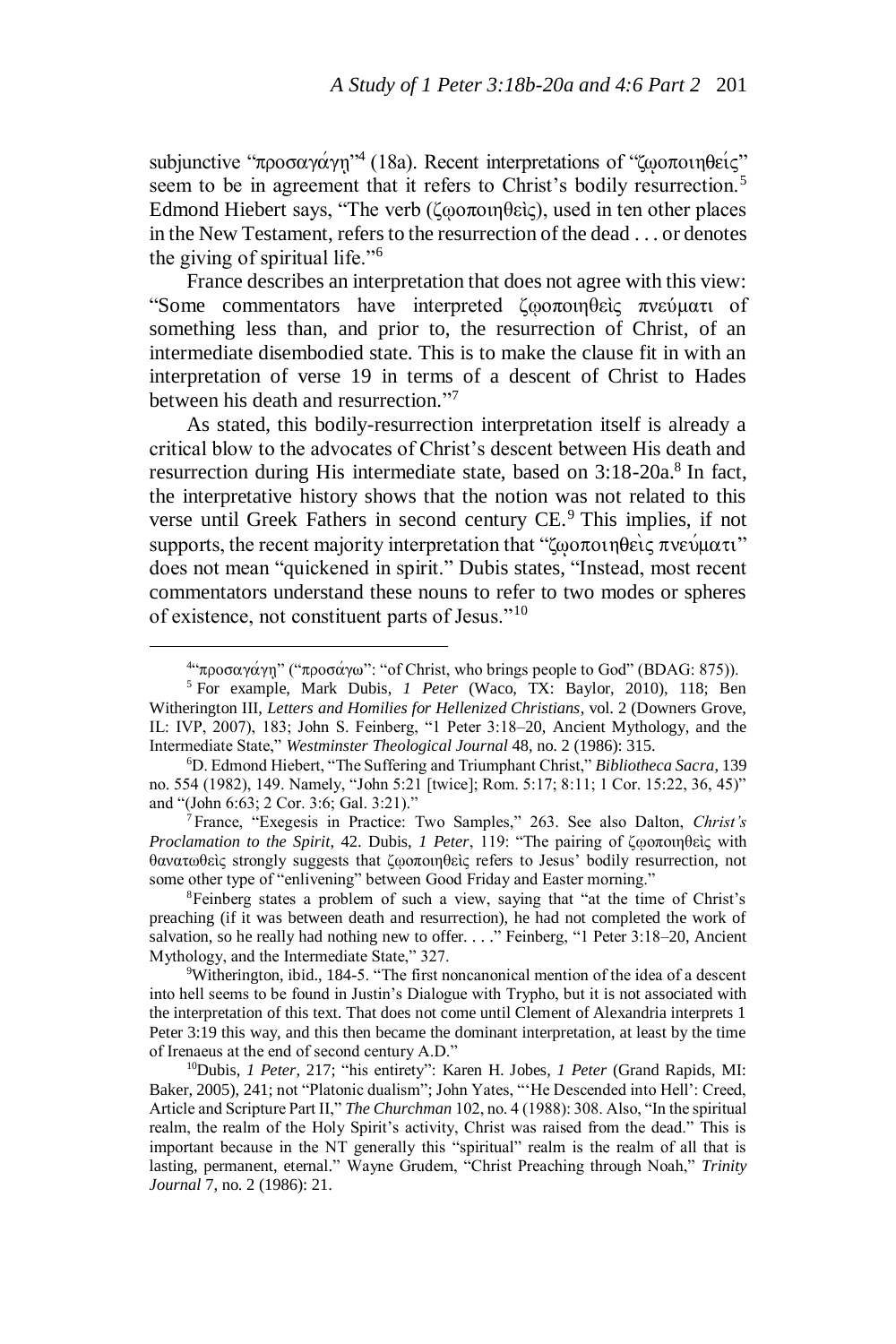subjunctive "προσαγάγῃ"[4] (18a). Recent interpretations of "ζῳοποιηθείς" seem to be in agreement that it refers to Christ's bodily resurrection.[5] Edmond Hiebert says, "The verb (ζῳοποιηθεὶς), used in ten other places in the New Testament, refers to the resurrection of the dead . . . or denotes the giving of spiritual life."[6]

France describes an interpretation that does not agree with this view: "Some commentators have interpreted ζῳοποιηθεὶς πνεύματι of something less than, and prior to, the resurrection of Christ, of an intermediate disembodied state. This is to make the clause fit in with an interpretation of verse 19 in terms of a descent of Christ to Hades between his death and resurrection."[7]

As stated, this bodily-resurrection interpretation itself is already a critical blow to the advocates of Christ's descent between His death and resurrection during His intermediate state, based on 3:18-20a.[8] In fact, the interpretative history shows that the notion was not related to this verse until Greek Fathers in second century CE.[9] This implies, if not supports, the recent majority interpretation that "ζῳοποιηθεὶς πνεύματι" does not mean "quickened in spirit." Dubis states, "Instead, most recent commentators understand these nouns to refer to two modes or spheres of existence, not constituent parts of Jesus."[10]

---

[4]"προσαγάγῃ" ("προσάγω": "of Christ, who brings people to God" (BDAG: 875)).

[5] For example, Mark Dubis, *1 Peter* (Waco, TX: Baylor, 2010), 118; Ben Witherington III, *Letters and Homilies for Hellenized Christians*, vol. 2 (Downers Grove, IL: IVP, 2007), 183; John S. Feinberg, "1 Peter 3:18–20, Ancient Mythology, and the Intermediate State," *Westminster Theological Journal* 48, no. 2 (1986): 315.

[6]D. Edmond Hiebert, "The Suffering and Triumphant Christ," *Bibliotheca Sacra*, 139 no. 554 (1982), 149. Namely, "John 5:21 [twice]; Rom. 5:17; 8:11; 1 Cor. 15:22, 36, 45)" and "(John 6:63; 2 Cor. 3:6; Gal. 3:21)."

[7] France, "Exegesis in Practice: Two Samples," 263. See also Dalton, *Christ's Proclamation to the Spirit*, 42. Dubis, *1 Peter*, 119: "The pairing of ζῳοποιηθεὶς with θανατωθεὶς strongly suggests that ζῳοποιηθεὶς refers to Jesus' bodily resurrection, not some other type of "enlivening" between Good Friday and Easter morning."

[8]Feinberg states a problem of such a view, saying that "at the time of Christ's preaching (if it was between death and resurrection), he had not completed the work of salvation, so he really had nothing new to offer. . . ." Feinberg, "1 Peter 3:18–20, Ancient Mythology, and the Intermediate State," 327.

[9]Witherington, ibid., 184-5. "The first noncanonical mention of the idea of a descent into hell seems to be found in Justin's Dialogue with Trypho, but it is not associated with the interpretation of this text. That does not come until Clement of Alexandria interprets 1 Peter 3:19 this way, and this then became the dominant interpretation, at least by the time of Irenaeus at the end of second century A.D."

[10]Dubis, *1 Peter*, 217; "his entirety": Karen H. Jobes, *1 Peter* (Grand Rapids, MI: Baker, 2005), 241; not "Platonic dualism"; John Yates, "'He Descended into Hell': Creed, Article and Scripture Part II," *The Churchman* 102, no. 4 (1988): 308. Also, "In the spiritual realm, the realm of the Holy Spirit's activity, Christ was raised from the dead." This is important because in the NT generally this "spiritual" realm is the realm of all that is lasting, permanent, eternal." Wayne Grudem, "Christ Preaching through Noah," *Trinity Journal* 7, no. 2 (1986): 21.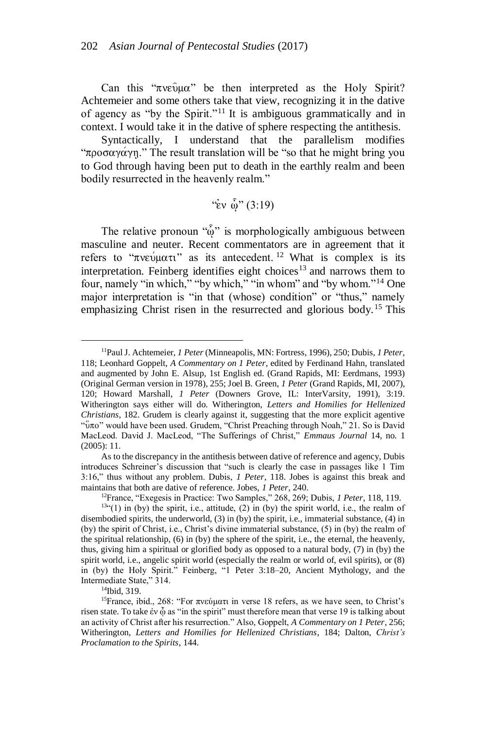Can this "πνεῦμα" be then interpreted as the Holy Spirit? Achtemeier and some others take that view, recognizing it in the dative of agency as "by the Spirit."[11] It is ambiguous grammatically and in context. I would take it in the dative of sphere respecting the antithesis.

Syntactically, I understand that the parallelism modifies "προσαγάγῃ." The result translation will be "so that he might bring you to God through having been put to death in the earthly realm and been bodily resurrected in the heavenly realm."

### "ἐν ᾧ" (3:19)

The relative pronoun "ᾧ" is morphologically ambiguous between masculine and neuter. Recent commentators are in agreement that it refers to "πνεύματι" as its antecedent.[12] What is complex is its interpretation. Feinberg identifies eight choices[13] and narrows them to four, namely "in which," "by which," "in whom" and "by whom."[14] One major interpretation is "in that (whose) condition" or "thus," namely emphasizing Christ risen in the resurrected and glorious body.[15] This

---

[11] Paul J. Achtemeier, *1 Peter* (Minneapolis, MN: Fortress, 1996), 250; Dubis, *1 Peter*, 118; Leonhard Goppelt, *A Commentary on 1 Peter*, edited by Ferdinand Hahn, translated and augmented by John E. Alsup, 1st English ed. (Grand Rapids, MI: Eerdmans, 1993) (Original German version in 1978), 255; Joel B. Green, *1 Peter* (Grand Rapids, MI, 2007), 120; Howard Marshall, *1 Peter* (Downers Grove, IL: InterVarsity, 1991), 3:19. Witherington says either will do. Witherington, *Letters and Homilies for Hellenized Christians*, 182. Grudem is clearly against it, suggesting that the more explicit agentive "ὕπο" would have been used. Grudem, "Christ Preaching through Noah," 21. So is David MacLeod. David J. MacLeod, "The Sufferings of Christ," *Emmaus Journal* 14, no. 1 (2005): 11.

As to the discrepancy in the antithesis between dative of reference and agency, Dubis introduces Schreiner's discussion that "such is clearly the case in passages like 1 Tim 3:16," thus without any problem. Dubis, *1 Peter*, 118. Jobes is against this break and maintains that both are dative of reference. Jobes, *1 Peter*, 240.

[12] France, "Exegesis in Practice: Two Samples," 268, 269; Dubis, *1 Peter*, 118, 119.

[13] "(1) in (by) the spirit, i.e., attitude, (2) in (by) the spirit world, i.e., the realm of disembodied spirits, the underworld, (3) in (by) the spirit, i.e., immaterial substance, (4) in (by) the spirit of Christ, i.e., Christ's divine immaterial substance, (5) in (by) the realm of the spiritual relationship, (6) in (by) the sphere of the spirit, i.e., the eternal, the heavenly, thus, giving him a spiritual or glorified body as opposed to a natural body, (7) in (by) the spirit world, i.e., angelic spirit world (especially the realm or world of, evil spirits), or (8) in (by) the Holy Spirit." Feinberg, "1 Peter 3:18–20, Ancient Mythology, and the Intermediate State," 314.

[14] Ibid, 319.

[15] France, ibid., 268: "For πνεύματι in verse 18 refers, as we have seen, to Christ's risen state. To take ἐν ᾧ as "in the spirit" must therefore mean that verse 19 is talking about an activity of Christ after his resurrection." Also, Goppelt, *A Commentary on 1 Peter*, 256; Witherington, *Letters and Homilies for Hellenized Christians*, 184; Dalton, *Christ's Proclamation to the Spirits*, 144.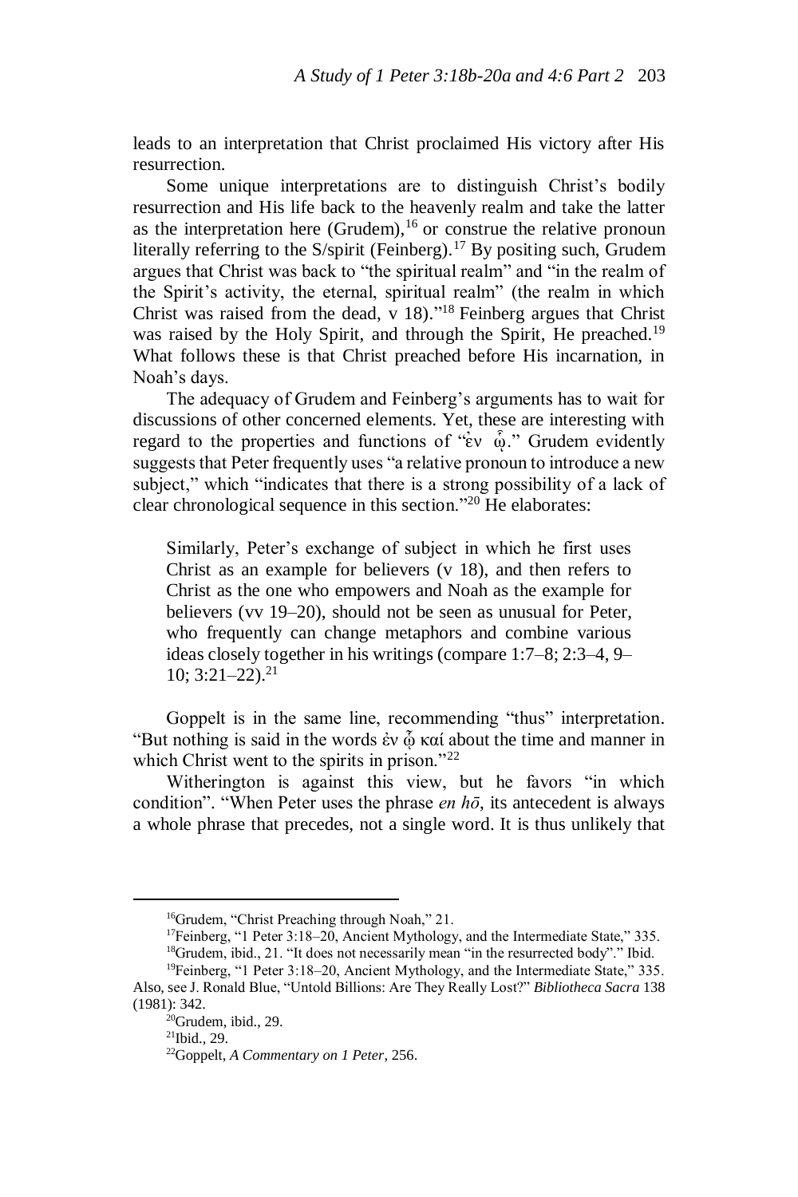leads to an interpretation that Christ proclaimed His victory after His resurrection.

Some unique interpretations are to distinguish Christ's bodily resurrection and His life back to the heavenly realm and take the latter as the interpretation here (Grudem),[16] or construe the relative pronoun literally referring to the S/spirit (Feinberg).[17] By positing such, Grudem argues that Christ was back to "the spiritual realm" and "in the realm of the Spirit's activity, the eternal, spiritual realm" (the realm in which Christ was raised from the dead, v 18)."[18] Feinberg argues that Christ was raised by the Holy Spirit, and through the Spirit, He preached.[19] What follows these is that Christ preached before His incarnation, in Noah's days.

The adequacy of Grudem and Feinberg's arguments has to wait for discussions of other concerned elements. Yet, these are interesting with regard to the properties and functions of "ἐν ᾧ." Grudem evidently suggests that Peter frequently uses "a relative pronoun to introduce a new subject," which "indicates that there is a strong possibility of a lack of clear chronological sequence in this section."[20] He elaborates:

> Similarly, Peter's exchange of subject in which he first uses Christ as an example for believers (v 18), and then refers to Christ as the one who empowers and Noah as the example for believers (vv 19–20), should not be seen as unusual for Peter, who frequently can change metaphors and combine various ideas closely together in his writings (compare 1:7–8; 2:3–4, 9–10; 3:21–22).[21]

Goppelt is in the same line, recommending "thus" interpretation. "But nothing is said in the words ἐν ᾧ καί about the time and manner in which Christ went to the spirits in prison."[22]

Witherington is against this view, but he favors "in which condition". "When Peter uses the phrase *en hō*, its antecedent is always a whole phrase that precedes, not a single word. It is thus unlikely that

---

[16] Grudem, "Christ Preaching through Noah," 21.

[17] Feinberg, "1 Peter 3:18–20, Ancient Mythology, and the Intermediate State," 335.

[18] Grudem, ibid., 21. "It does not necessarily mean "in the resurrected body"." Ibid.

[19] Feinberg, "1 Peter 3:18–20, Ancient Mythology, and the Intermediate State," 335. Also, see J. Ronald Blue, "Untold Billions: Are They Really Lost?" *Bibliotheca Sacra* 138 (1981): 342.

[20] Grudem, ibid., 29.

[21] Ibid., 29.

[22] Goppelt, *A Commentary on 1 Peter*, 256.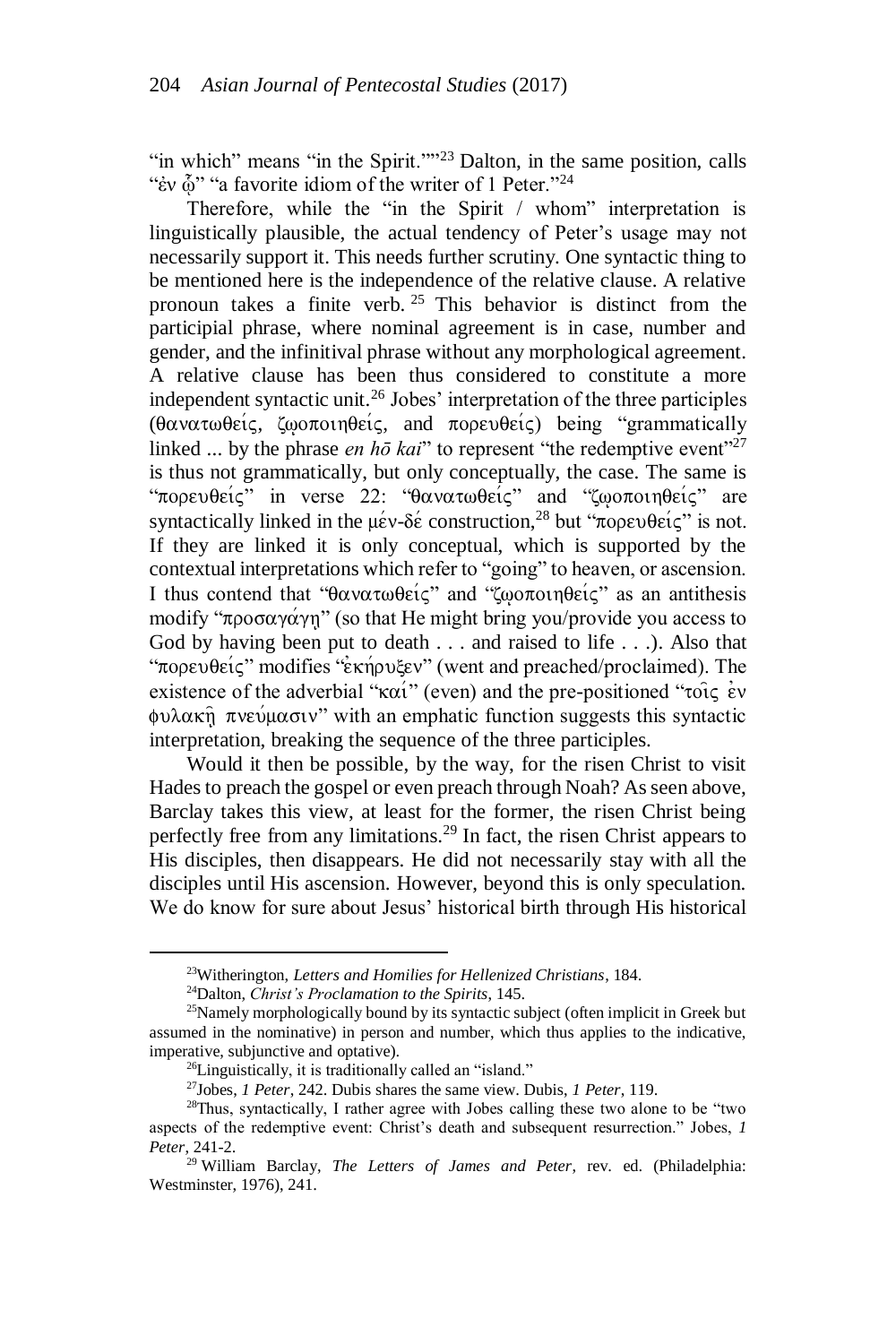"in which" means "in the Spirit.""[23] Dalton, in the same position, calls "ἐν ᾧ" "a favorite idiom of the writer of 1 Peter."[24]

Therefore, while the "in the Spirit / whom" interpretation is linguistically plausible, the actual tendency of Peter's usage may not necessarily support it. This needs further scrutiny. One syntactic thing to be mentioned here is the independence of the relative clause. A relative pronoun takes a finite verb.[25] This behavior is distinct from the participial phrase, where nominal agreement is in case, number and gender, and the infinitival phrase without any morphological agreement. A relative clause has been thus considered to constitute a more independent syntactic unit.[26] Jobes' interpretation of the three participles (θανατωθείς, ζῳοποιηθείς, and πορευθείς) being "grammatically linked ... by the phrase *en hō kai*" to represent "the redemptive event"[27] is thus not grammatically, but only conceptually, the case. The same is "πορευθείς" in verse 22: "θανατωθείς" and "ζῳοποιηθείς" are syntactically linked in the μέν-δέ construction,[28] but "πορευθείς" is not. If they are linked it is only conceptual, which is supported by the contextual interpretations which refer to "going" to heaven, or ascension. I thus contend that "θανατωθείς" and "ζῳοποιηθείς" as an antithesis modify "προσαγάγῃ" (so that He might bring you/provide you access to God by having been put to death . . . and raised to life . . .). Also that "πορευθείς" modifies "ἐκήρυξεν" (went and preached/proclaimed). The existence of the adverbial "καί" (even) and the pre-positioned "τοῖς ἐν φυλακῇ πνεύμασιν" with an emphatic function suggests this syntactic interpretation, breaking the sequence of the three participles.

Would it then be possible, by the way, for the risen Christ to visit Hades to preach the gospel or even preach through Noah? As seen above, Barclay takes this view, at least for the former, the risen Christ being perfectly free from any limitations.[29] In fact, the risen Christ appears to His disciples, then disappears. He did not necessarily stay with all the disciples until His ascension. However, beyond this is only speculation. We do know for sure about Jesus' historical birth through His historical

---

[23] Witherington, *Letters and Homilies for Hellenized Christians*, 184.

[24] Dalton, *Christ's Proclamation to the Spirits*, 145.

[25] Namely morphologically bound by its syntactic subject (often implicit in Greek but assumed in the nominative) in person and number, which thus applies to the indicative, imperative, subjunctive and optative).

[26] Linguistically, it is traditionally called an "island."

[27] Jobes, *1 Peter*, 242. Dubis shares the same view. Dubis, *1 Peter*, 119.

[28] Thus, syntactically, I rather agree with Jobes calling these two alone to be "two aspects of the redemptive event: Christ's death and subsequent resurrection." Jobes, *1 Peter*, 241-2.

[29] William Barclay, *The Letters of James and Peter*, rev. ed. (Philadelphia: Westminster, 1976), 241.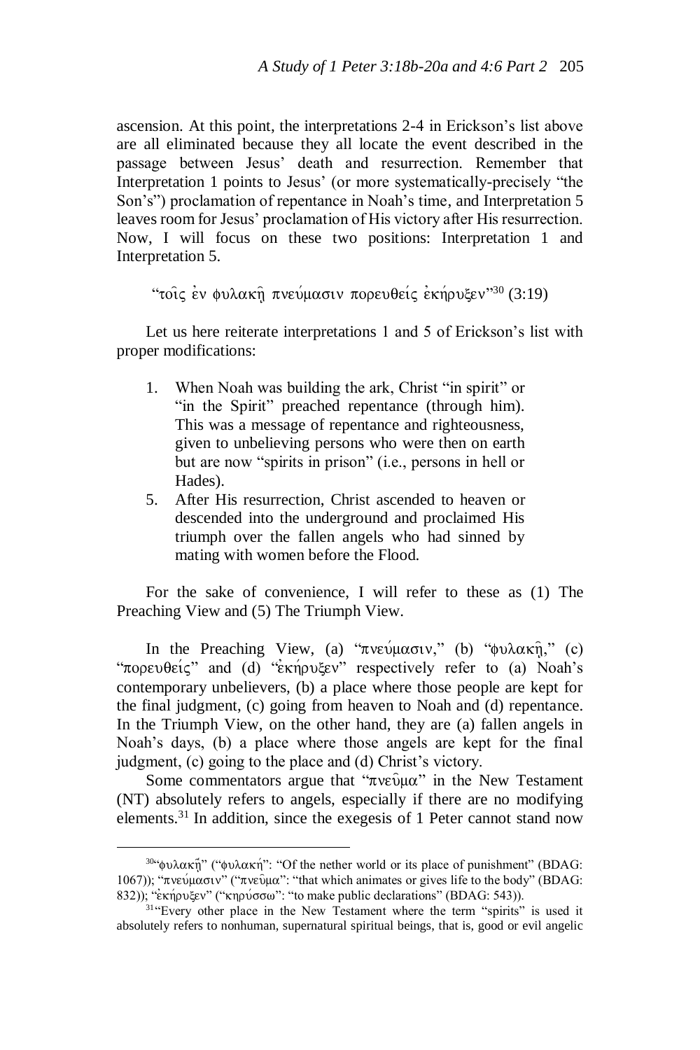ascension. At this point, the interpretations 2-4 in Erickson's list above are all eliminated because they all locate the event described in the passage between Jesus' death and resurrection. Remember that Interpretation 1 points to Jesus' (or more systematically-precisely "the Son's") proclamation of repentance in Noah's time, and Interpretation 5 leaves room for Jesus' proclamation of His victory after His resurrection. Now, I will focus on these two positions: Interpretation 1 and Interpretation 5.

"τοῖς ἐν φυλακῇ πνεύμασιν πορευθείς ἐκήρυξεν"[30] (3:19)

Let us here reiterate interpretations 1 and 5 of Erickson's list with proper modifications:

1. When Noah was building the ark, Christ "in spirit" or "in the Spirit" preached repentance (through him). This was a message of repentance and righteousness, given to unbelieving persons who were then on earth but are now "spirits in prison" (i.e., persons in hell or Hades).
5. After His resurrection, Christ ascended to heaven or descended into the underground and proclaimed His triumph over the fallen angels who had sinned by mating with women before the Flood.

For the sake of convenience, I will refer to these as (1) The Preaching View and (5) The Triumph View.

In the Preaching View, (a) "πνεύμασιν," (b) "φυλακῇ," (c) "πορευθείς" and (d) "ἐκήρυξεν" respectively refer to (a) Noah's contemporary unbelievers, (b) a place where those people are kept for the final judgment, (c) going from heaven to Noah and (d) repentance. In the Triumph View, on the other hand, they are (a) fallen angels in Noah's days, (b) a place where those angels are kept for the final judgment, (c) going to the place and (d) Christ's victory.

Some commentators argue that "πνεῦμα" in the New Testament (NT) absolutely refers to angels, especially if there are no modifying elements.[31] In addition, since the exegesis of 1 Peter cannot stand now

---

[30] "φυλακῇ" ("φυλακή": "Of the nether world or its place of punishment" (BDAG: 1067)); "πνεύμασιν" ("πνεῦμα": "that which animates or gives life to the body" (BDAG: 832)); "ἐκήρυξεν" ("κηρύσσω": "to make public declarations" (BDAG: 543)).

[31] "Every other place in the New Testament where the term "spirits" is used it absolutely refers to nonhuman, supernatural spiritual beings, that is, good or evil angelic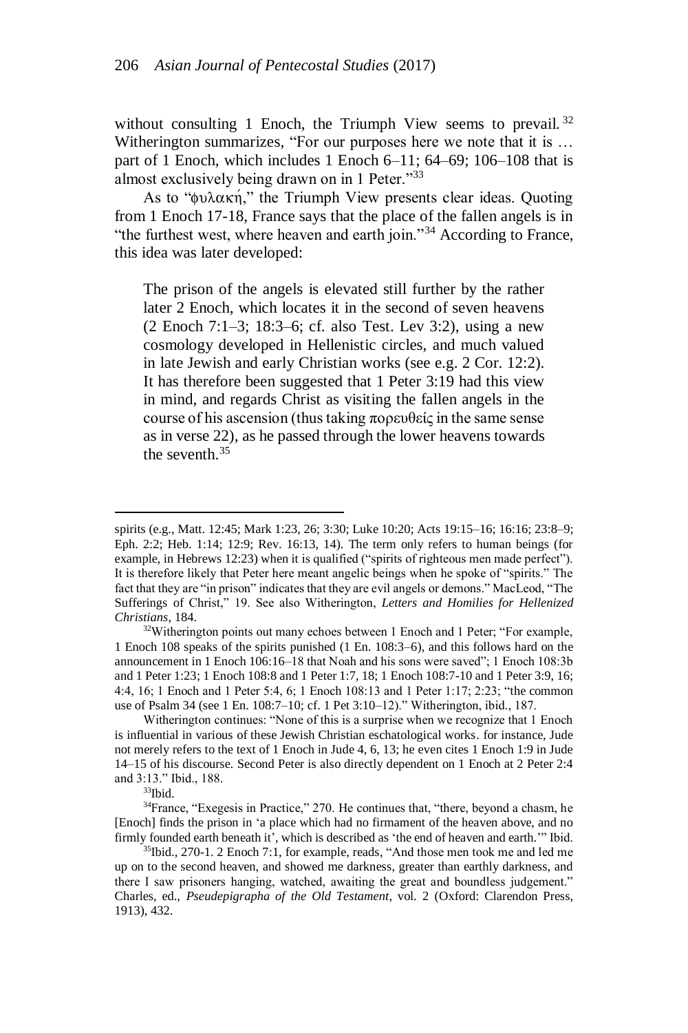without consulting 1 Enoch, the Triumph View seems to prevail.[32] Witherington summarizes, "For our purposes here we note that it is … part of 1 Enoch, which includes 1 Enoch 6–11; 64–69; 106–108 that is almost exclusively being drawn on in 1 Peter."[33]

As to "φυλακή," the Triumph View presents clear ideas. Quoting from 1 Enoch 17-18, France says that the place of the fallen angels is in "the furthest west, where heaven and earth join."[34] According to France, this idea was later developed:

> The prison of the angels is elevated still further by the rather later 2 Enoch, which locates it in the second of seven heavens (2 Enoch 7:1–3; 18:3–6; cf. also Test. Lev 3:2), using a new cosmology developed in Hellenistic circles, and much valued in late Jewish and early Christian works (see e.g. 2 Cor. 12:2). It has therefore been suggested that 1 Peter 3:19 had this view in mind, and regards Christ as visiting the fallen angels in the course of his ascension (thus taking πορευθείς in the same sense as in verse 22), as he passed through the lower heavens towards the seventh.[35]

---

spirits (e.g., Matt. 12:45; Mark 1:23, 26; 3:30; Luke 10:20; Acts 19:15–16; 16:16; 23:8–9; Eph. 2:2; Heb. 1:14; 12:9; Rev. 16:13, 14). The term only refers to human beings (for example, in Hebrews 12:23) when it is qualified ("spirits of righteous men made perfect"). It is therefore likely that Peter here meant angelic beings when he spoke of "spirits." The fact that they are "in prison" indicates that they are evil angels or demons." MacLeod, "The Sufferings of Christ," 19. See also Witherington, *Letters and Homilies for Hellenized Christians*, 184.

[32]Witherington points out many echoes between 1 Enoch and 1 Peter; "For example, 1 Enoch 108 speaks of the spirits punished (1 En. 108:3–6), and this follows hard on the announcement in 1 Enoch 106:16–18 that Noah and his sons were saved"; 1 Enoch 108:3b and 1 Peter 1:23; 1 Enoch 108:8 and 1 Peter 1:7, 18; 1 Enoch 108:7-10 and 1 Peter 3:9, 16; 4:4, 16; 1 Enoch and 1 Peter 5:4, 6; 1 Enoch 108:13 and 1 Peter 1:17; 2:23; "the common use of Psalm 34 (see 1 En. 108:7–10; cf. 1 Pet 3:10–12)." Witherington, ibid., 187.

Witherington continues: "None of this is a surprise when we recognize that 1 Enoch is influential in various of these Jewish Christian eschatological works. for instance, Jude not merely refers to the text of 1 Enoch in Jude 4, 6, 13; he even cites 1 Enoch 1:9 in Jude 14–15 of his discourse. Second Peter is also directly dependent on 1 Enoch at 2 Peter 2:4 and 3:13." Ibid., 188.

[33]Ibid.

[34]France, "Exegesis in Practice," 270. He continues that, "there, beyond a chasm, he [Enoch] finds the prison in 'a place which had no firmament of the heaven above, and no firmly founded earth beneath it', which is described as 'the end of heaven and earth.'" Ibid.

[35]Ibid., 270-1. 2 Enoch 7:1, for example, reads, "And those men took me and led me up on to the second heaven, and showed me darkness, greater than earthly darkness, and there I saw prisoners hanging, watched, awaiting the great and boundless judgement." Charles, ed., *Pseudepigrapha of the Old Testament*, vol. 2 (Oxford: Clarendon Press, 1913), 432.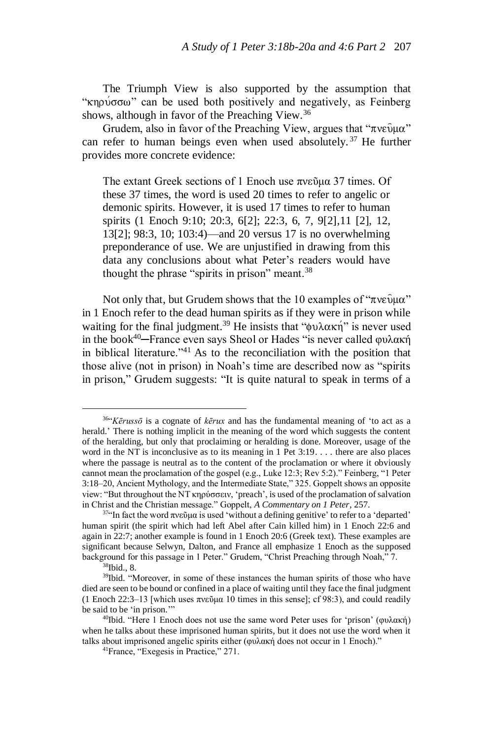The Triumph View is also supported by the assumption that "κηρύσσω" can be used both positively and negatively, as Feinberg shows, although in favor of the Preaching View.[36]

Grudem, also in favor of the Preaching View, argues that "πνεῦμα" can refer to human beings even when used absolutely.[37] He further provides more concrete evidence:

> The extant Greek sections of 1 Enoch use πνεῦμα 37 times. Of these 37 times, the word is used 20 times to refer to angelic or demonic spirits. However, it is used 17 times to refer to human spirits (1 Enoch 9:10; 20:3, 6[2]; 22:3, 6, 7, 9[2],11 [2], 12, 13[2]; 98:3, 10; 103:4)—and 20 versus 17 is no overwhelming preponderance of use. We are unjustified in drawing from this data any conclusions about what Peter's readers would have thought the phrase "spirits in prison" meant.[38]

Not only that, but Grudem shows that the 10 examples of "πνεῦμα" in 1 Enoch refer to the dead human spirits as if they were in prison while waiting for the final judgment.[39] He insists that "φυλακή" is never used in the book[40]—France even says Sheol or Hades "is never called φυλακή in biblical literature."[41] As to the reconciliation with the position that those alive (not in prison) in Noah's time are described now as "spirits in prison," Grudem suggests: "It is quite natural to speak in terms of a

---

[36]"*Kērussō* is a cognate of *kērux* and has the fundamental meaning of 'to act as a herald.' There is nothing implicit in the meaning of the word which suggests the content of the heralding, but only that proclaiming or heralding is done. Moreover, usage of the word in the NT is inconclusive as to its meaning in 1 Pet 3:19. . . . there are also places where the passage is neutral as to the content of the proclamation or where it obviously cannot mean the proclamation of the gospel (e.g., Luke 12:3; Rev 5:2)." Feinberg, "1 Peter 3:18–20, Ancient Mythology, and the Intermediate State," 325. Goppelt shows an opposite view: "But throughout the NT κηρύσσειν, 'preach', is used of the proclamation of salvation in Christ and the Christian message." Goppelt, *A Commentary on 1 Peter*, 257.

[37]"In fact the word πνεῦμα is used 'without a defining genitive' to refer to a 'departed' human spirit (the spirit which had left Abel after Cain killed him) in 1 Enoch 22:6 and again in 22:7; another example is found in 1 Enoch 20:6 (Greek text). These examples are significant because Selwyn, Dalton, and France all emphasize 1 Enoch as the supposed background for this passage in 1 Peter." Grudem, "Christ Preaching through Noah," 7.

[38]Ibid., 8.

[39]Ibid. "Moreover, in some of these instances the human spirits of those who have died are seen to be bound or confined in a place of waiting until they face the final judgment (1 Enoch 22:3–13 [which uses πνεῦμα 10 times in this sense]; cf 98:3), and could readily be said to be 'in prison.'"

[40]Ibid. "Here 1 Enoch does not use the same word Peter uses for 'prison' (φυλακή) when he talks about these imprisoned human spirits, but it does not use the word when it talks about imprisoned angelic spirits either (φυλακή does not occur in 1 Enoch)."

[41]France, "Exegesis in Practice," 271.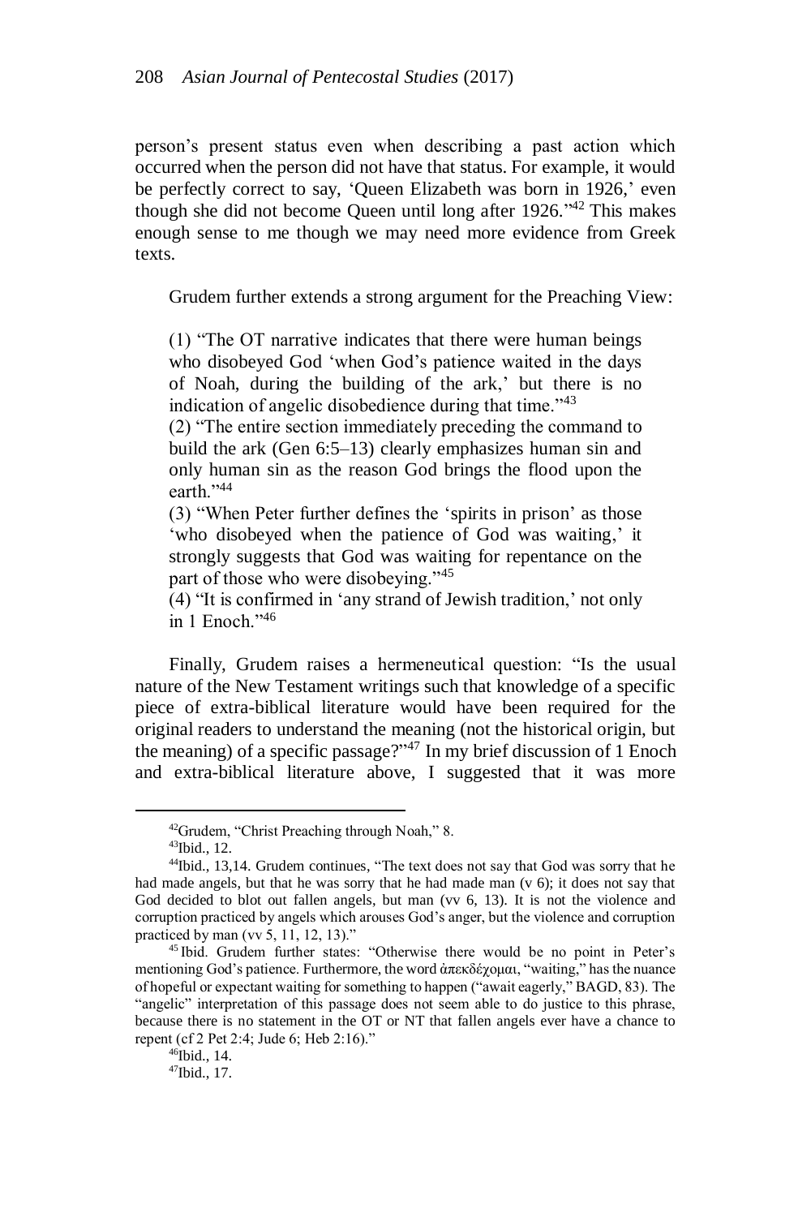person's present status even when describing a past action which occurred when the person did not have that status. For example, it would be perfectly correct to say, 'Queen Elizabeth was born in 1926,' even though she did not become Queen until long after 1926."[42] This makes enough sense to me though we may need more evidence from Greek texts.

Grudem further extends a strong argument for the Preaching View:

> (1) "The OT narrative indicates that there were human beings who disobeyed God 'when God's patience waited in the days of Noah, during the building of the ark,' but there is no indication of angelic disobedience during that time."[43]
> (2) "The entire section immediately preceding the command to build the ark (Gen 6:5–13) clearly emphasizes human sin and only human sin as the reason God brings the flood upon the earth."[44]
> (3) "When Peter further defines the 'spirits in prison' as those 'who disobeyed when the patience of God was waiting,' it strongly suggests that God was waiting for repentance on the part of those who were disobeying."[45]
> (4) "It is confirmed in 'any strand of Jewish tradition,' not only in 1 Enoch."[46]

Finally, Grudem raises a hermeneutical question: "Is the usual nature of the New Testament writings such that knowledge of a specific piece of extra-biblical literature would have been required for the original readers to understand the meaning (not the historical origin, but the meaning) of a specific passage?"[47] In my brief discussion of 1 Enoch and extra-biblical literature above, I suggested that it was more

---

[42] Grudem, "Christ Preaching through Noah," 8.

[43] Ibid., 12.

[44] Ibid., 13,14. Grudem continues, "The text does not say that God was sorry that he had made angels, but that he was sorry that he had made man (v 6); it does not say that God decided to blot out fallen angels, but man (vv 6, 13). It is not the violence and corruption practiced by angels which arouses God's anger, but the violence and corruption practiced by man (vv 5, 11, 12, 13)."

[45] Ibid. Grudem further states: "Otherwise there would be no point in Peter's mentioning God's patience. Furthermore, the word ἀπεκδέχομαι, "waiting," has the nuance of hopeful or expectant waiting for something to happen ("await eagerly," BAGD, 83). The "angelic" interpretation of this passage does not seem able to do justice to this phrase, because there is no statement in the OT or NT that fallen angels ever have a chance to repent (cf 2 Pet 2:4; Jude 6; Heb 2:16)."

[46] Ibid., 14.

[47] Ibid., 17.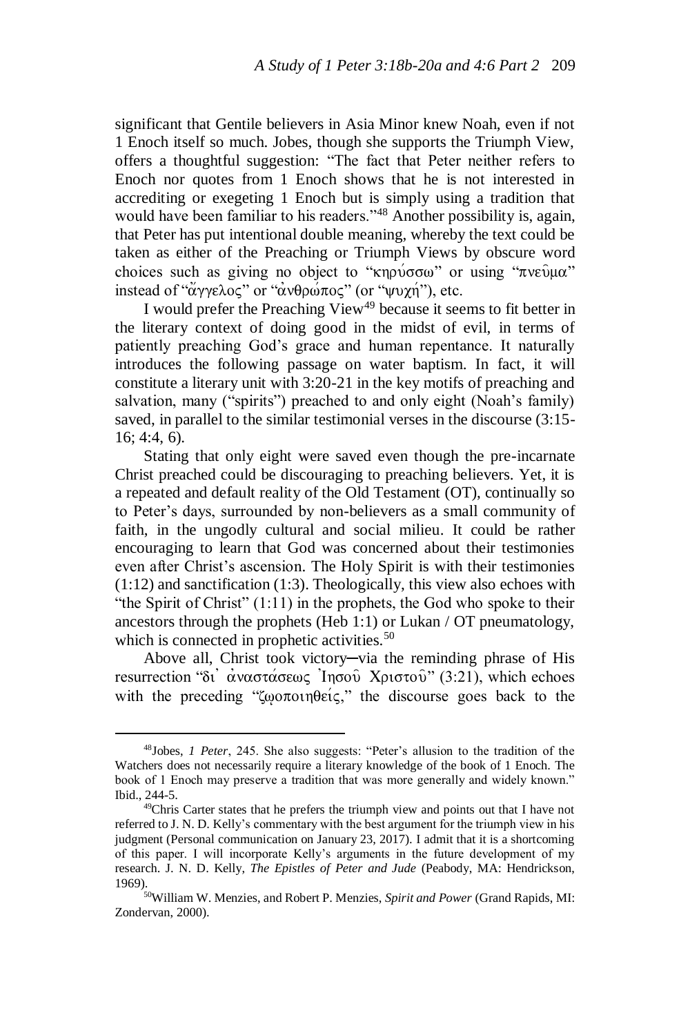significant that Gentile believers in Asia Minor knew Noah, even if not 1 Enoch itself so much. Jobes, though she supports the Triumph View, offers a thoughtful suggestion: "The fact that Peter neither refers to Enoch nor quotes from 1 Enoch shows that he is not interested in accrediting or exegeting 1 Enoch but is simply using a tradition that would have been familiar to his readers."[48] Another possibility is, again, that Peter has put intentional double meaning, whereby the text could be taken as either of the Preaching or Triumph Views by obscure word choices such as giving no object to "κηρύσσω" or using "πνεῦμα" instead of "ἄγγελος" or "ἀνθρώπος" (or "ψυχή"), etc.

I would prefer the Preaching View[49] because it seems to fit better in the literary context of doing good in the midst of evil, in terms of patiently preaching God's grace and human repentance. It naturally introduces the following passage on water baptism. In fact, it will constitute a literary unit with 3:20-21 in the key motifs of preaching and salvation, many ("spirits") preached to and only eight (Noah's family) saved, in parallel to the similar testimonial verses in the discourse (3:15-16; 4:4, 6).

Stating that only eight were saved even though the pre-incarnate Christ preached could be discouraging to preaching believers. Yet, it is a repeated and default reality of the Old Testament (OT), continually so to Peter's days, surrounded by non-believers as a small community of faith, in the ungodly cultural and social milieu. It could be rather encouraging to learn that God was concerned about their testimonies even after Christ's ascension. The Holy Spirit is with their testimonies (1:12) and sanctification (1:3). Theologically, this view also echoes with "the Spirit of Christ" (1:11) in the prophets, the God who spoke to their ancestors through the prophets (Heb 1:1) or Lukan / OT pneumatology, which is connected in prophetic activities.[50]

Above all, Christ took victory─via the reminding phrase of His resurrection "δι᾽ ἀναστάσεως Ἰησοῦ Χριστοῦ" (3:21), which echoes with the preceding "ζῳοποιηθείς," the discourse goes back to the

---

[48] Jobes, *1 Peter*, 245. She also suggests: "Peter's allusion to the tradition of the Watchers does not necessarily require a literary knowledge of the book of 1 Enoch. The book of 1 Enoch may preserve a tradition that was more generally and widely known." Ibid., 244-5.

[49] Chris Carter states that he prefers the triumph view and points out that I have not referred to J. N. D. Kelly's commentary with the best argument for the triumph view in his judgment (Personal communication on January 23, 2017). I admit that it is a shortcoming of this paper. I will incorporate Kelly's arguments in the future development of my research. J. N. D. Kelly, *The Epistles of Peter and Jude* (Peabody, MA: Hendrickson, 1969).

[50] William W. Menzies, and Robert P. Menzies, *Spirit and Power* (Grand Rapids, MI: Zondervan, 2000).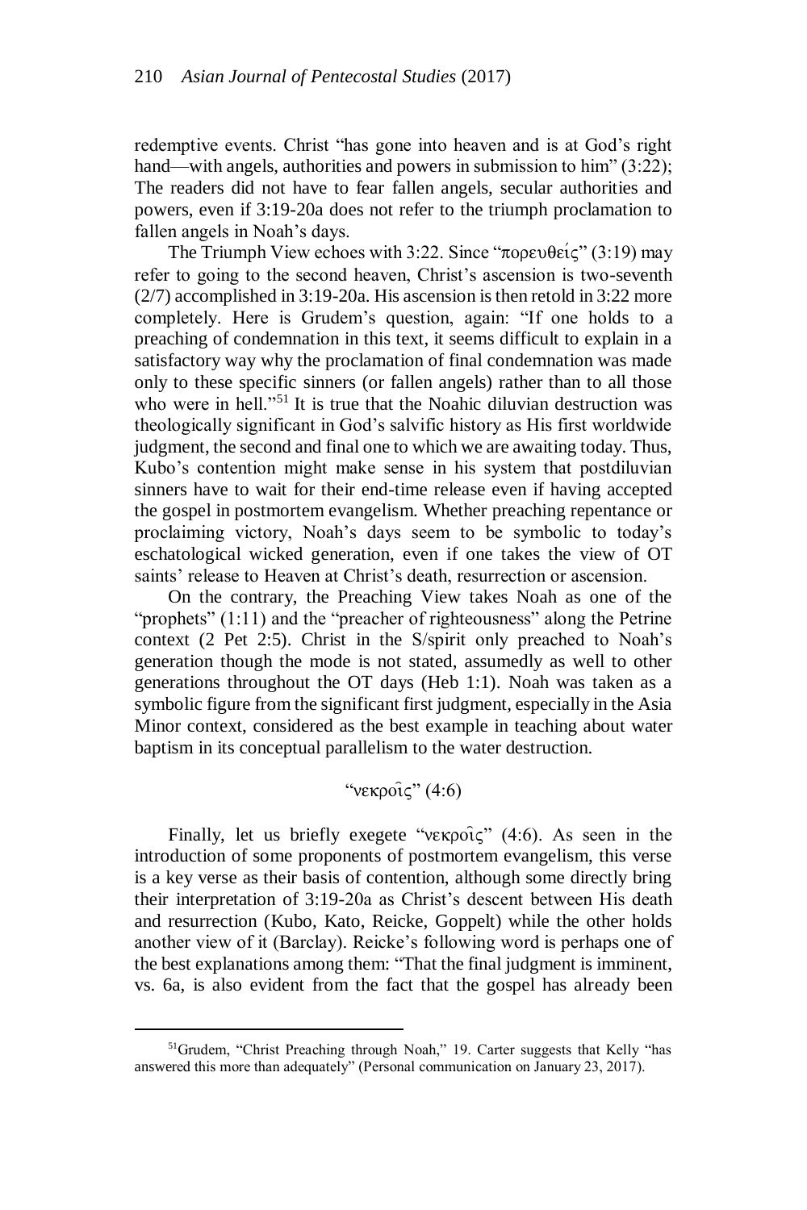redemptive events. Christ "has gone into heaven and is at God's right hand—with angels, authorities and powers in submission to him" (3:22); The readers did not have to fear fallen angels, secular authorities and powers, even if 3:19-20a does not refer to the triumph proclamation to fallen angels in Noah's days.

The Triumph View echoes with 3:22. Since "πορευθείς" (3:19) may refer to going to the second heaven, Christ's ascension is two-seventh (2/7) accomplished in 3:19-20a. His ascension is then retold in 3:22 more completely. Here is Grudem's question, again: "If one holds to a preaching of condemnation in this text, it seems difficult to explain in a satisfactory way why the proclamation of final condemnation was made only to these specific sinners (or fallen angels) rather than to all those who were in hell."[51] It is true that the Noahic diluvian destruction was theologically significant in God's salvific history as His first worldwide judgment, the second and final one to which we are awaiting today. Thus, Kubo's contention might make sense in his system that postdiluvian sinners have to wait for their end-time release even if having accepted the gospel in postmortem evangelism. Whether preaching repentance or proclaiming victory, Noah's days seem to be symbolic to today's eschatological wicked generation, even if one takes the view of OT saints' release to Heaven at Christ's death, resurrection or ascension.

On the contrary, the Preaching View takes Noah as one of the "prophets" (1:11) and the "preacher of righteousness" along the Petrine context (2 Pet 2:5). Christ in the S/spirit only preached to Noah's generation though the mode is not stated, assumedly as well to other generations throughout the OT days (Heb 1:1). Noah was taken as a symbolic figure from the significant first judgment, especially in the Asia Minor context, considered as the best example in teaching about water baptism in its conceptual parallelism to the water destruction.

### "νεκροῖς" (4:6)

Finally, let us briefly exegete "νεκροῖς" (4:6). As seen in the introduction of some proponents of postmortem evangelism, this verse is a key verse as their basis of contention, although some directly bring their interpretation of 3:19-20a as Christ's descent between His death and resurrection (Kubo, Kato, Reicke, Goppelt) while the other holds another view of it (Barclay). Reicke's following word is perhaps one of the best explanations among them: "That the final judgment is imminent, vs. 6a, is also evident from the fact that the gospel has already been

---

[51] Grudem, "Christ Preaching through Noah," 19. Carter suggests that Kelly "has answered this more than adequately" (Personal communication on January 23, 2017).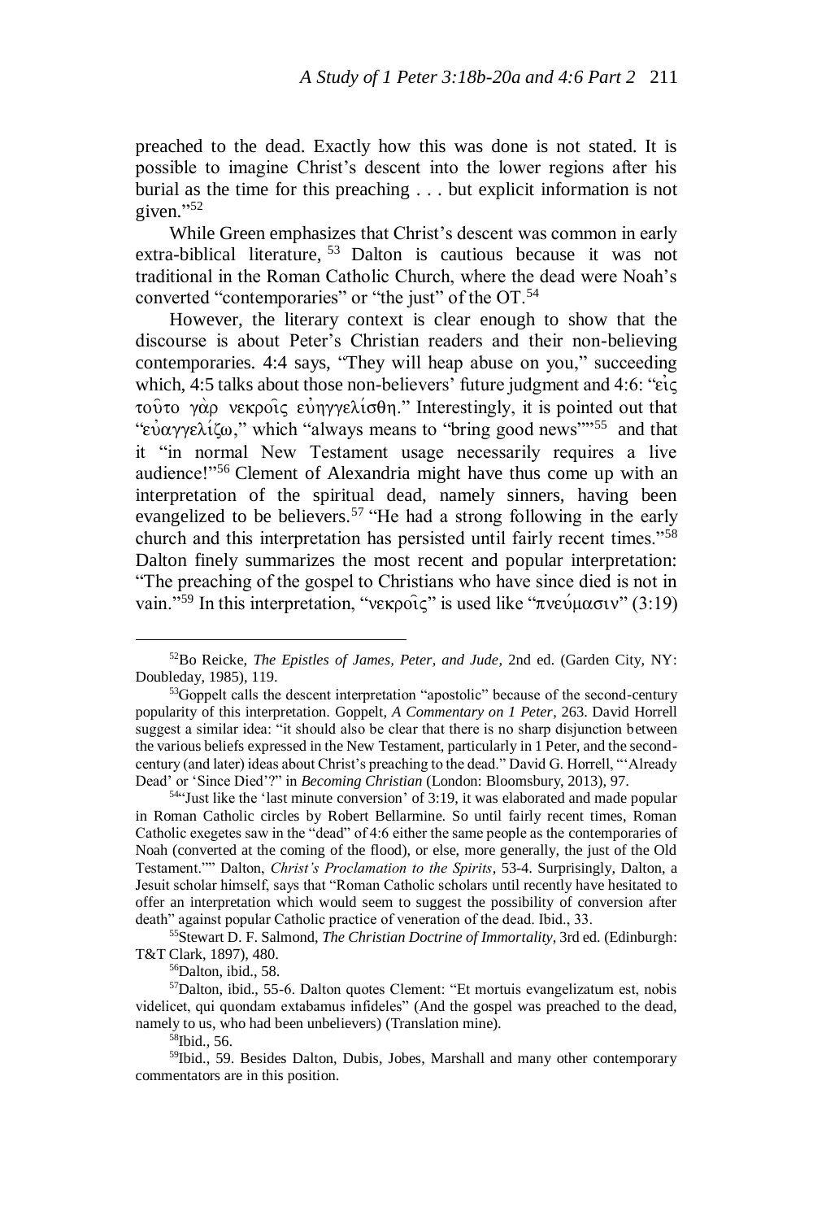preached to the dead. Exactly how this was done is not stated. It is possible to imagine Christ's descent into the lower regions after his burial as the time for this preaching . . . but explicit information is not given."[52]

While Green emphasizes that Christ's descent was common in early extra-biblical literature,[53] Dalton is cautious because it was not traditional in the Roman Catholic Church, where the dead were Noah's converted "contemporaries" or "the just" of the OT.[54]

However, the literary context is clear enough to show that the discourse is about Peter's Christian readers and their non-believing contemporaries. 4:4 says, "They will heap abuse on you," succeeding which, 4:5 talks about those non-believers' future judgment and 4:6: "εἰς τοῦτο γὰρ νεκροῖς εὐηγγελίσθη." Interestingly, it is pointed out that "εὐαγγελίζω," which "always means to "bring good news""[55] and that it "in normal New Testament usage necessarily requires a live audience!"[56] Clement of Alexandria might have thus come up with an interpretation of the spiritual dead, namely sinners, having been evangelized to be believers.[57] "He had a strong following in the early church and this interpretation has persisted until fairly recent times."[58] Dalton finely summarizes the most recent and popular interpretation: "The preaching of the gospel to Christians who have since died is not in vain."[59] In this interpretation, "νεκροῖς" is used like "πνεύμασιν" (3:19)

---

[52]Bo Reicke, *The Epistles of James, Peter, and Jude*, 2nd ed. (Garden City, NY: Doubleday, 1985), 119.

[53]Goppelt calls the descent interpretation "apostolic" because of the second-century popularity of this interpretation. Goppelt, *A Commentary on 1 Peter*, 263. David Horrell suggest a similar idea: "it should also be clear that there is no sharp disjunction between the various beliefs expressed in the New Testament, particularly in 1 Peter, and the second-century (and later) ideas about Christ's preaching to the dead." David G. Horrell, "'Already Dead' or 'Since Died'?" in *Becoming Christian* (London: Bloomsbury, 2013), 97.

[54]"Just like the 'last minute conversion' of 3:19, it was elaborated and made popular in Roman Catholic circles by Robert Bellarmine. So until fairly recent times, Roman Catholic exegetes saw in the "dead" of 4:6 either the same people as the contemporaries of Noah (converted at the coming of the flood), or else, more generally, the just of the Old Testament."" Dalton, *Christ's Proclamation to the Spirits*, 53-4. Surprisingly, Dalton, a Jesuit scholar himself, says that "Roman Catholic scholars until recently have hesitated to offer an interpretation which would seem to suggest the possibility of conversion after death" against popular Catholic practice of veneration of the dead. Ibid., 33.

[55]Stewart D. F. Salmond, *The Christian Doctrine of Immortality*, 3rd ed. (Edinburgh: T&T Clark, 1897), 480.

[56]Dalton, ibid., 58.

[57]Dalton, ibid., 55-6. Dalton quotes Clement: "Et mortuis evangelizatum est, nobis videlicet, qui quondam extabamus infideles" (And the gospel was preached to the dead, namely to us, who had been unbelievers) (Translation mine).

[58]Ibid., 56.

[59]Ibid., 59. Besides Dalton, Dubis, Jobes, Marshall and many other contemporary commentators are in this position.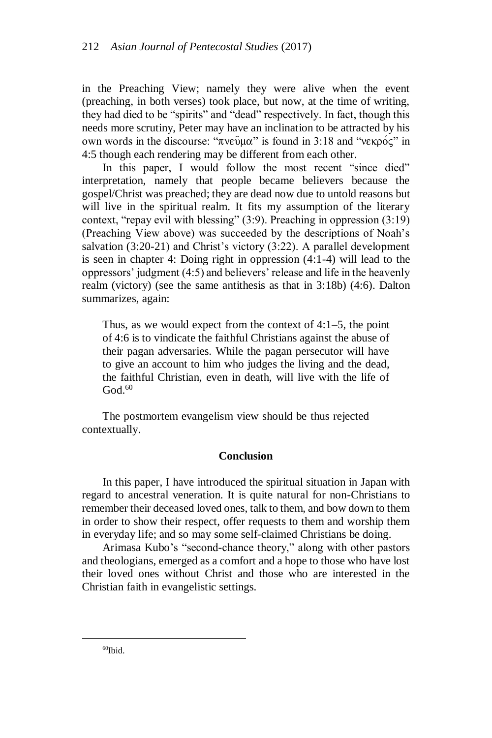in the Preaching View; namely they were alive when the event (preaching, in both verses) took place, but now, at the time of writing, they had died to be "spirits" and "dead" respectively. In fact, though this needs more scrutiny, Peter may have an inclination to be attracted by his own words in the discourse: "πνεῦμα" is found in 3:18 and "νεκρός" in 4:5 though each rendering may be different from each other.

In this paper, I would follow the most recent "since died" interpretation, namely that people became believers because the gospel/Christ was preached; they are dead now due to untold reasons but will live in the spiritual realm. It fits my assumption of the literary context, "repay evil with blessing" (3:9). Preaching in oppression (3:19) (Preaching View above) was succeeded by the descriptions of Noah's salvation (3:20-21) and Christ's victory (3:22). A parallel development is seen in chapter 4: Doing right in oppression (4:1-4) will lead to the oppressors' judgment (4:5) and believers' release and life in the heavenly realm (victory) (see the same antithesis as that in 3:18b) (4:6). Dalton summarizes, again:

> Thus, as we would expect from the context of 4:1–5, the point of 4:6 is to vindicate the faithful Christians against the abuse of their pagan adversaries. While the pagan persecutor will have to give an account to him who judges the living and the dead, the faithful Christian, even in death, will live with the life of God.[60]

The postmortem evangelism view should be thus rejected contextually.

## Conclusion

In this paper, I have introduced the spiritual situation in Japan with regard to ancestral veneration. It is quite natural for non-Christians to remember their deceased loved ones, talk to them, and bow down to them in order to show their respect, offer requests to them and worship them in everyday life; and so may some self-claimed Christians be doing.

Arimasa Kubo's "second-chance theory," along with other pastors and theologians, emerged as a comfort and a hope to those who have lost their loved ones without Christ and those who are interested in the Christian faith in evangelistic settings.

---

[60]Ibid.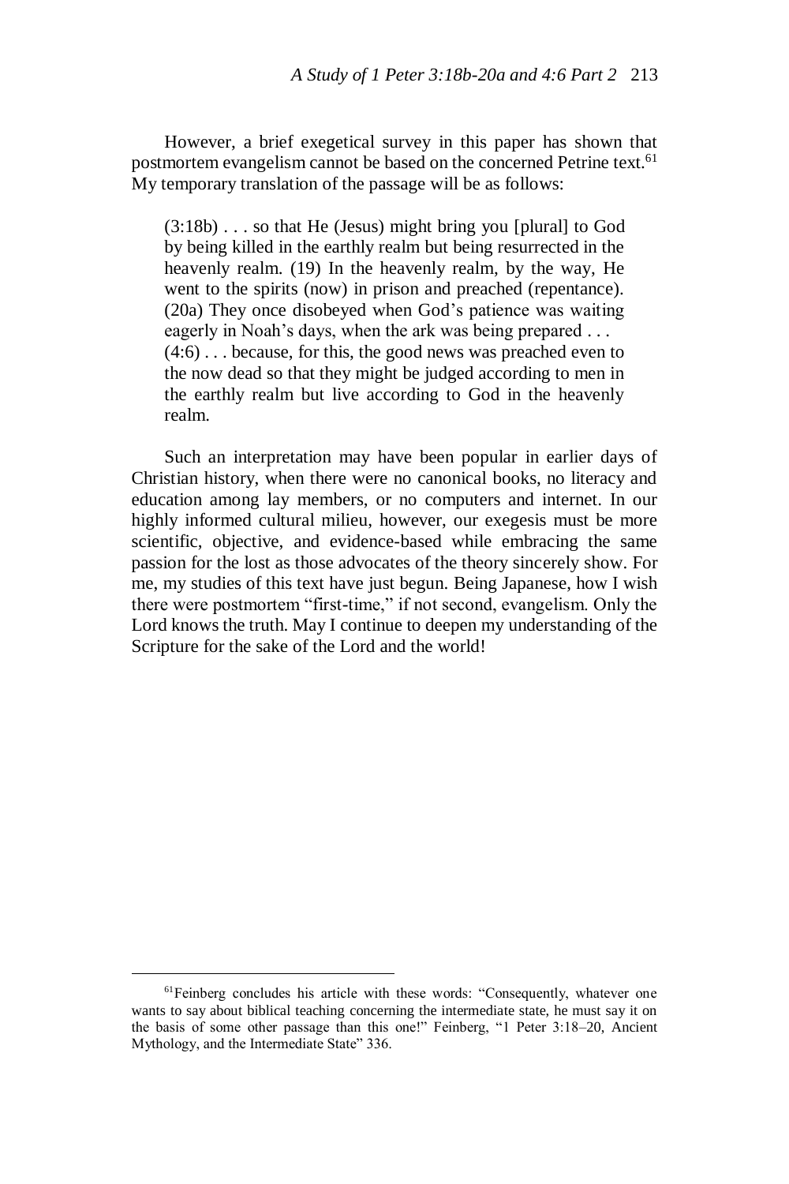However, a brief exegetical survey in this paper has shown that postmortem evangelism cannot be based on the concerned Petrine text.[61] My temporary translation of the passage will be as follows:

> (3:18b) . . . so that He (Jesus) might bring you [plural] to God by being killed in the earthly realm but being resurrected in the heavenly realm. (19) In the heavenly realm, by the way, He went to the spirits (now) in prison and preached (repentance). (20a) They once disobeyed when God's patience was waiting eagerly in Noah's days, when the ark was being prepared . . .
> (4:6) . . . because, for this, the good news was preached even to the now dead so that they might be judged according to men in the earthly realm but live according to God in the heavenly realm.

Such an interpretation may have been popular in earlier days of Christian history, when there were no canonical books, no literacy and education among lay members, or no computers and internet. In our highly informed cultural milieu, however, our exegesis must be more scientific, objective, and evidence-based while embracing the same passion for the lost as those advocates of the theory sincerely show. For me, my studies of this text have just begun. Being Japanese, how I wish there were postmortem "first-time," if not second, evangelism. Only the Lord knows the truth. May I continue to deepen my understanding of the Scripture for the sake of the Lord and the world!

---

[61]Feinberg concludes his article with these words: "Consequently, whatever one wants to say about biblical teaching concerning the intermediate state, he must say it on the basis of some other passage than this one!" Feinberg, "1 Peter 3:18–20, Ancient Mythology, and the Intermediate State" 336.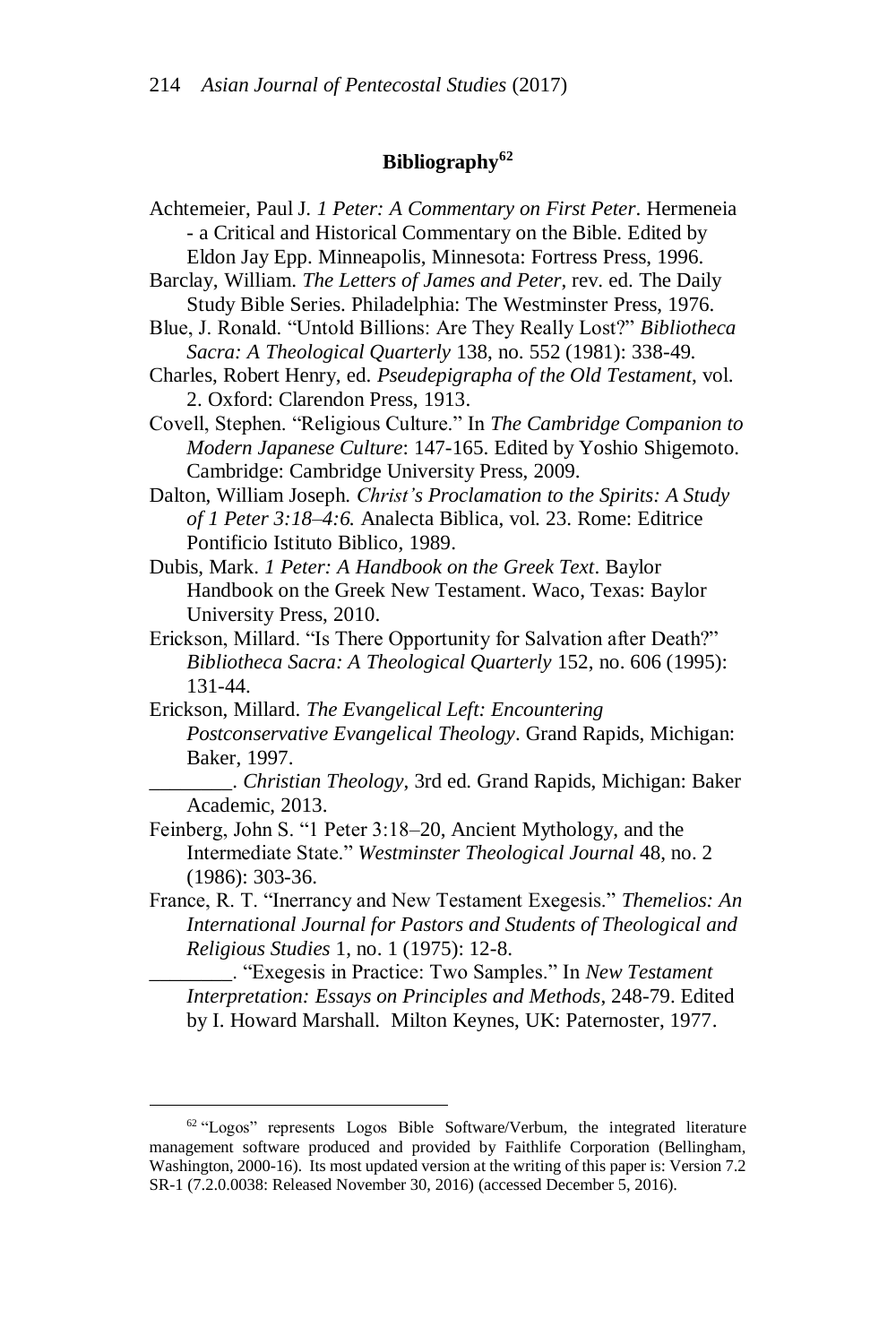## Bibliography[62]

Achtemeier, Paul J. *1 Peter: A Commentary on First Peter*. Hermeneia - a Critical and Historical Commentary on the Bible. Edited by Eldon Jay Epp. Minneapolis, Minnesota: Fortress Press, 1996.

Barclay, William. *The Letters of James and Peter*, rev. ed. The Daily Study Bible Series. Philadelphia: The Westminster Press, 1976.

Blue, J. Ronald. "Untold Billions: Are They Really Lost?" *Bibliotheca Sacra: A Theological Quarterly* 138, no. 552 (1981): 338-49.

Charles, Robert Henry, ed. *Pseudepigrapha of the Old Testament*, vol. 2. Oxford: Clarendon Press, 1913.

Covell, Stephen. "Religious Culture." In *The Cambridge Companion to Modern Japanese Culture*: 147-165. Edited by Yoshio Shigemoto. Cambridge: Cambridge University Press, 2009.

Dalton, William Joseph. *Christ's Proclamation to the Spirits: A Study of 1 Peter 3:18–4:6.* Analecta Biblica, vol. 23. Rome: Editrice Pontificio Istituto Biblico, 1989.

Dubis, Mark. *1 Peter: A Handbook on the Greek Text*. Baylor Handbook on the Greek New Testament. Waco, Texas: Baylor University Press, 2010.

Erickson, Millard. "Is There Opportunity for Salvation after Death?" *Bibliotheca Sacra: A Theological Quarterly* 152, no. 606 (1995): 131-44.

Erickson, Millard. *The Evangelical Left: Encountering Postconservative Evangelical Theology*. Grand Rapids, Michigan: Baker, 1997.

________. *Christian Theology*, 3rd ed. Grand Rapids, Michigan: Baker Academic, 2013.

Feinberg, John S. "1 Peter 3:18–20, Ancient Mythology, and the Intermediate State." *Westminster Theological Journal* 48, no. 2 (1986): 303-36.

France, R. T. "Inerrancy and New Testament Exegesis." *Themelios: An International Journal for Pastors and Students of Theological and Religious Studies* 1, no. 1 (1975): 12-8.

________. "Exegesis in Practice: Two Samples." In *New Testament Interpretation: Essays on Principles and Methods*, 248-79. Edited by I. Howard Marshall. Milton Keynes, UK: Paternoster, 1977.

---

[62] "Logos" represents Logos Bible Software/Verbum, the integrated literature management software produced and provided by Faithlife Corporation (Bellingham, Washington, 2000-16). Its most updated version at the writing of this paper is: Version 7.2 SR-1 (7.2.0.0038: Released November 30, 2016) (accessed December 5, 2016).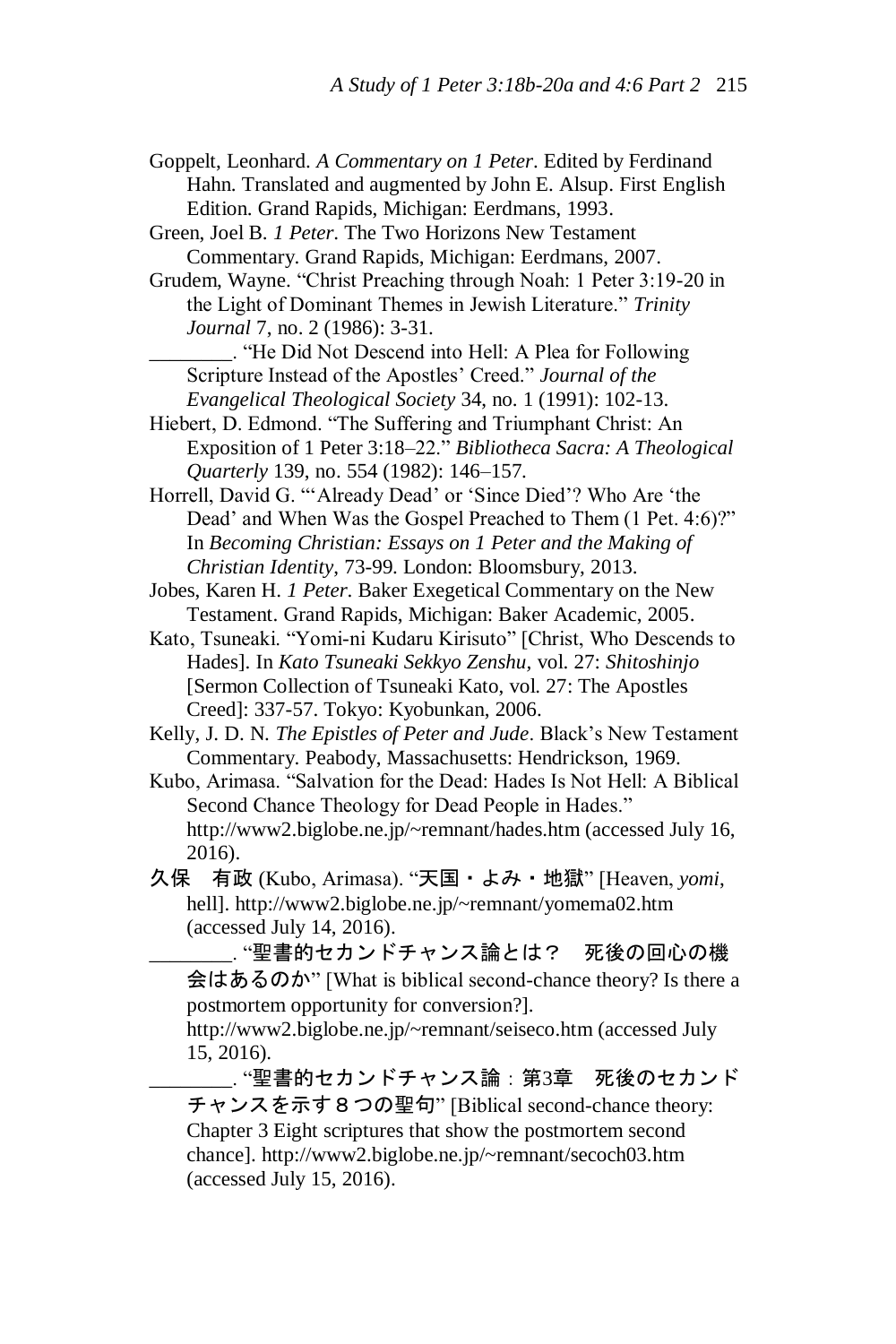Goppelt, Leonhard. *A Commentary on 1 Peter*. Edited by Ferdinand Hahn. Translated and augmented by John E. Alsup. First English Edition. Grand Rapids, Michigan: Eerdmans, 1993.

Green, Joel B. *1 Peter*. The Two Horizons New Testament Commentary. Grand Rapids, Michigan: Eerdmans, 2007.

Grudem, Wayne. "Christ Preaching through Noah: 1 Peter 3:19-20 in the Light of Dominant Themes in Jewish Literature." *Trinity Journal* 7, no. 2 (1986): 3-31.

________. "He Did Not Descend into Hell: A Plea for Following Scripture Instead of the Apostles' Creed." *Journal of the Evangelical Theological Society* 34, no. 1 (1991): 102-13.

Hiebert, D. Edmond. "The Suffering and Triumphant Christ: An Exposition of 1 Peter 3:18–22." *Bibliotheca Sacra: A Theological Quarterly* 139, no. 554 (1982): 146–157.

Horrell, David G. "'Already Dead' or 'Since Died'? Who Are 'the Dead' and When Was the Gospel Preached to Them (1 Pet. 4:6)?" In *Becoming Christian: Essays on 1 Peter and the Making of Christian Identity*, 73-99. London: Bloomsbury, 2013.

Jobes, Karen H. *1 Peter*. Baker Exegetical Commentary on the New Testament. Grand Rapids, Michigan: Baker Academic, 2005.

Kato, Tsuneaki. "Yomi-ni Kudaru Kirisuto" [Christ, Who Descends to Hades]. In *Kato Tsuneaki Sekkyo Zenshu,* vol. 27: *Shitoshinjo* [Sermon Collection of Tsuneaki Kato, vol. 27: The Apostles Creed]: 337-57. Tokyo: Kyobunkan, 2006.

Kelly, J. D. N. *The Epistles of Peter and Jude*. Black's New Testament Commentary. Peabody, Massachusetts: Hendrickson, 1969.

Kubo, Arimasa. "Salvation for the Dead: Hades Is Not Hell: A Biblical Second Chance Theology for Dead People in Hades." http://www2.biglobe.ne.jp/~remnant/hades.htm (accessed July 16, 2016).

久保　有政 (Kubo, Arimasa). "天国・よみ・地獄" [Heaven, *yomi*, hell]. http://www2.biglobe.ne.jp/~remnant/yomema02.htm (accessed July 14, 2016).

________. "聖書的セカンドチャンス論とは？　死後の回心の機会はあるのか" [What is biblical second-chance theory? Is there a postmortem opportunity for conversion?]. http://www2.biglobe.ne.jp/~remnant/seiseco.htm (accessed July 15, 2016).

________. "聖書的セカンドチャンス論：第3章　死後のセカンドチャンスを示す８つの聖句" [Biblical second-chance theory: Chapter 3 Eight scriptures that show the postmortem second chance]. http://www2.biglobe.ne.jp/~remnant/secoch03.htm (accessed July 15, 2016).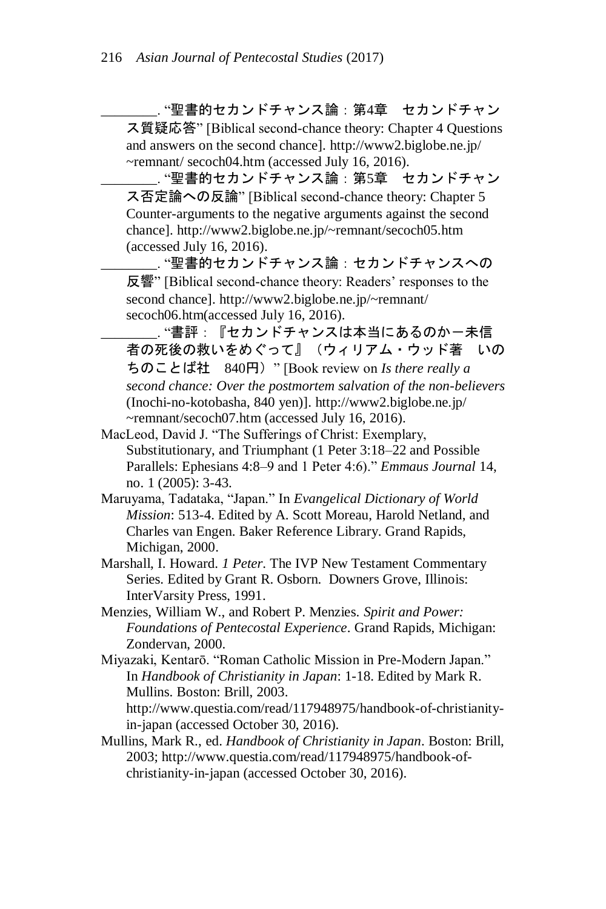________. "聖書的セカンドチャンス論：第4章　セカンドチャンス質疑応答" [Biblical second-chance theory: Chapter 4 Questions and answers on the second chance]. http://www2.biglobe.ne.jp/~remnant/ secoch04.htm (accessed July 16, 2016).

________. "聖書的セカンドチャンス論：第5章　セカンドチャンス否定論への反論" [Biblical second-chance theory: Chapter 5 Counter-arguments to the negative arguments against the second chance]. http://www2.biglobe.ne.jp/~remnant/secoch05.htm (accessed July 16, 2016).

________. "聖書的セカンドチャンス論：セカンドチャンスへの反響" [Biblical second-chance theory: Readers' responses to the second chance]. http://www2.biglobe.ne.jp/~remnant/ secoch06.htm(accessed July 16, 2016).

________. "書評：『セカンドチャンスは本当にあるのかー未信者の死後の救いをめぐって』（ウィリアム・ウッド著　いのちのことば社　840円）" [Book review on *Is there really a second chance: Over the postmortem salvation of the non-believers* (Inochi-no-kotobasha, 840 yen)]. http://www2.biglobe.ne.jp/ ~remnant/secoch07.htm (accessed July 16, 2016).

MacLeod, David J. "The Sufferings of Christ: Exemplary, Substitutionary, and Triumphant (1 Peter 3:18–22 and Possible Parallels: Ephesians 4:8–9 and 1 Peter 4:6)." *Emmaus Journal* 14, no. 1 (2005): 3-43.

Maruyama, Tadataka, "Japan." In *Evangelical Dictionary of World Mission*: 513-4. Edited by A. Scott Moreau, Harold Netland, and Charles van Engen. Baker Reference Library. Grand Rapids, Michigan, 2000.

Marshall, I. Howard. *1 Peter*. The IVP New Testament Commentary Series. Edited by Grant R. Osborn. Downers Grove, Illinois: InterVarsity Press, 1991.

Menzies, William W., and Robert P. Menzies. *Spirit and Power: Foundations of Pentecostal Experience*. Grand Rapids, Michigan: Zondervan, 2000.

Miyazaki, Kentarō. "Roman Catholic Mission in Pre-Modern Japan." In *Handbook of Christianity in Japan*: 1-18. Edited by Mark R. Mullins. Boston: Brill, 2003. http://www.questia.com/read/117948975/handbook-of-christianity-in-japan (accessed October 30, 2016).

Mullins, Mark R., ed. *Handbook of Christianity in Japan*. Boston: Brill, 2003; http://www.questia.com/read/117948975/handbook-of-christianity-in-japan (accessed October 30, 2016).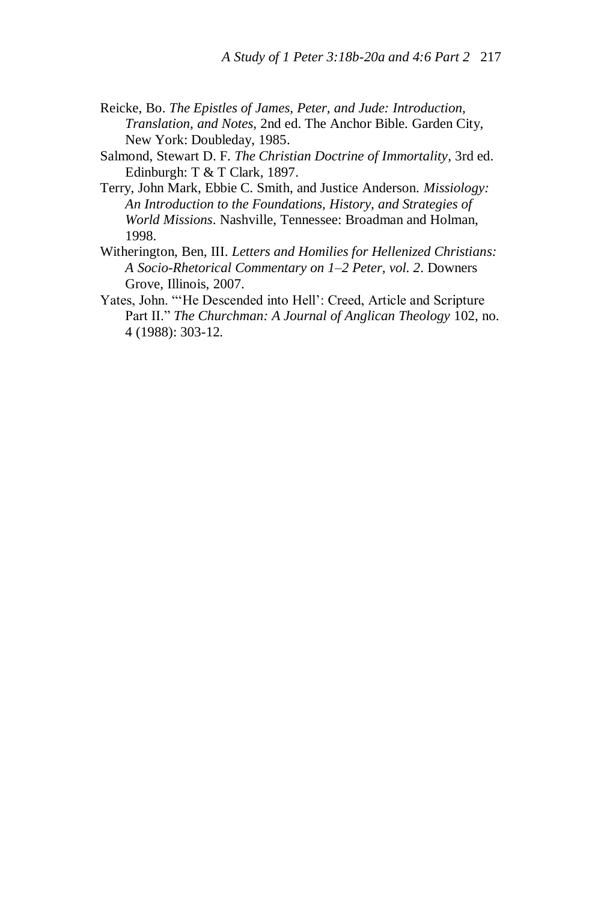Reicke, Bo. *The Epistles of James, Peter, and Jude: Introduction, Translation, and Notes*, 2nd ed. The Anchor Bible. Garden City, New York: Doubleday, 1985.

Salmond, Stewart D. F. *The Christian Doctrine of Immortality*, 3rd ed. Edinburgh: T & T Clark, 1897.

Terry, John Mark, Ebbie C. Smith, and Justice Anderson. *Missiology: An Introduction to the Foundations, History, and Strategies of World Missions*. Nashville, Tennessee: Broadman and Holman, 1998.

Witherington, Ben, III. *Letters and Homilies for Hellenized Christians: A Socio-Rhetorical Commentary on 1–2 Peter, vol. 2*. Downers Grove, Illinois, 2007.

Yates, John. "'He Descended into Hell': Creed, Article and Scripture Part II." *The Churchman: A Journal of Anglican Theology* 102, no. 4 (1988): 303-12.